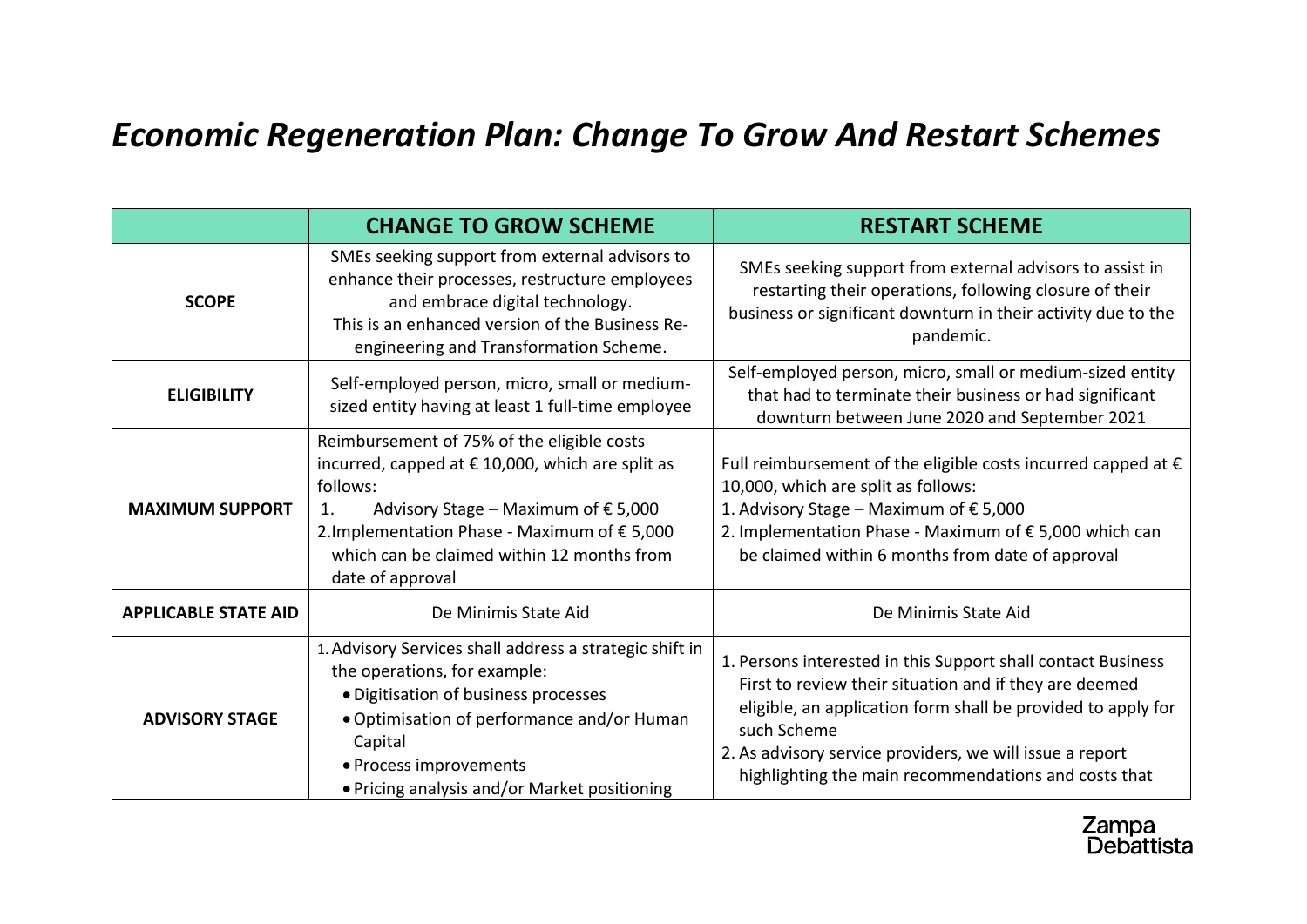# *Economic Regeneration Plan: Change To Grow And Restart Schemes*

| | CHANGE TO GROW SCHEME | RESTART SCHEME |
|---|---|---|
| **SCOPE** | SMEs seeking support from external advisors to enhance their processes, restructure employees and embrace digital technology.<br>This is an enhanced version of the Business Re-engineering and Transformation Scheme. | SMEs seeking support from external advisors to assist in restarting their operations, following closure of their business or significant downturn in their activity due to the pandemic. |
| **ELIGIBILITY** | Self-employed person, micro, small or medium-sized entity having at least 1 full-time employee | Self-employed person, micro, small or medium-sized entity that had to terminate their business or had significant downturn between June 2020 and September 2021 |
| **MAXIMUM SUPPORT** | Reimbursement of 75% of the eligible costs incurred, capped at € 10,000, which are split as follows:<br>1. Advisory Stage – Maximum of € 5,000<br>2. Implementation Phase - Maximum of € 5,000 which can be claimed within 12 months from date of approval | Full reimbursement of the eligible costs incurred capped at € 10,000, which are split as follows:<br>1. Advisory Stage – Maximum of € 5,000<br>2. Implementation Phase - Maximum of € 5,000 which can be claimed within 6 months from date of approval |
| **APPLICABLE STATE AID** | De Minimis State Aid | De Minimis State Aid |
| **ADVISORY STAGE** | 1. Advisory Services shall address a strategic shift in the operations, for example:<br>• Digitisation of business processes<br>• Optimisation of performance and/or Human Capital<br>• Process improvements<br>• Pricing analysis and/or Market positioning | 1. Persons interested in this Support shall contact Business First to review their situation and if they are deemed eligible, an application form shall be provided to apply for such Scheme<br>2. As advisory service providers, we will issue a report highlighting the main recommendations and costs that |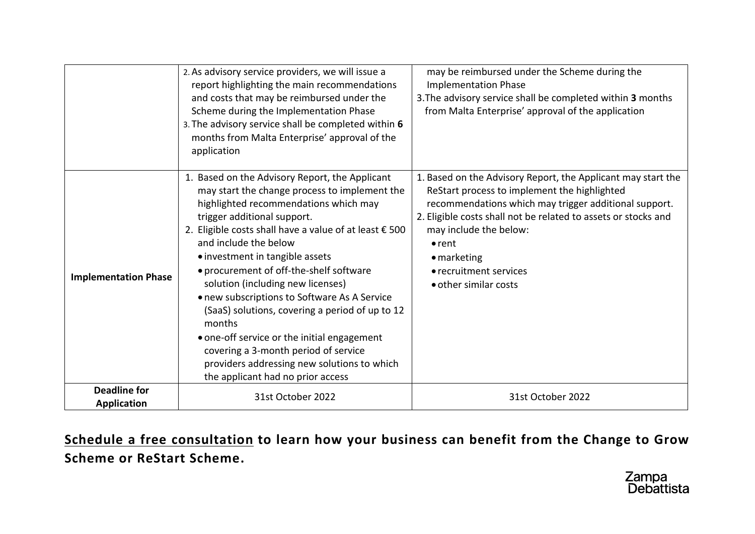| | | |
|---|---|---|
| | 2. As advisory service providers, we will issue a report highlighting the main recommendations and costs that may be reimbursed under the Scheme during the Implementation Phase<br>3. The advisory service shall be completed within **6** months from Malta Enterprise' approval of the application | may be reimbursed under the Scheme during the Implementation Phase<br>3. The advisory service shall be completed within **3** months from Malta Enterprise' approval of the application |
| **Implementation Phase** | 1. Based on the Advisory Report, the Applicant may start the change process to implement the highlighted recommendations which may trigger additional support.<br>2. Eligible costs shall have a value of at least € 500 and include the below<br>• investment in tangible assets<br>• procurement of off-the-shelf software solution (including new licenses)<br>• new subscriptions to Software As A Service (SaaS) solutions, covering a period of up to 12 months<br>• one-off service or the initial engagement covering a 3-month period of service providers addressing new solutions to which the applicant had no prior access | 1. Based on the Advisory Report, the Applicant may start the ReStart process to implement the highlighted recommendations which may trigger additional support.<br>2. Eligible costs shall not be related to assets or stocks and may include the below:<br>• rent<br>• marketing<br>• recruitment services<br>• other similar costs |
| **Deadline for Application** | 31st October 2022 | 31st October 2022 |

**Schedule a free consultation to learn how your business can benefit from the Change to Grow Scheme or ReStart Scheme.**

Zampa Debattista